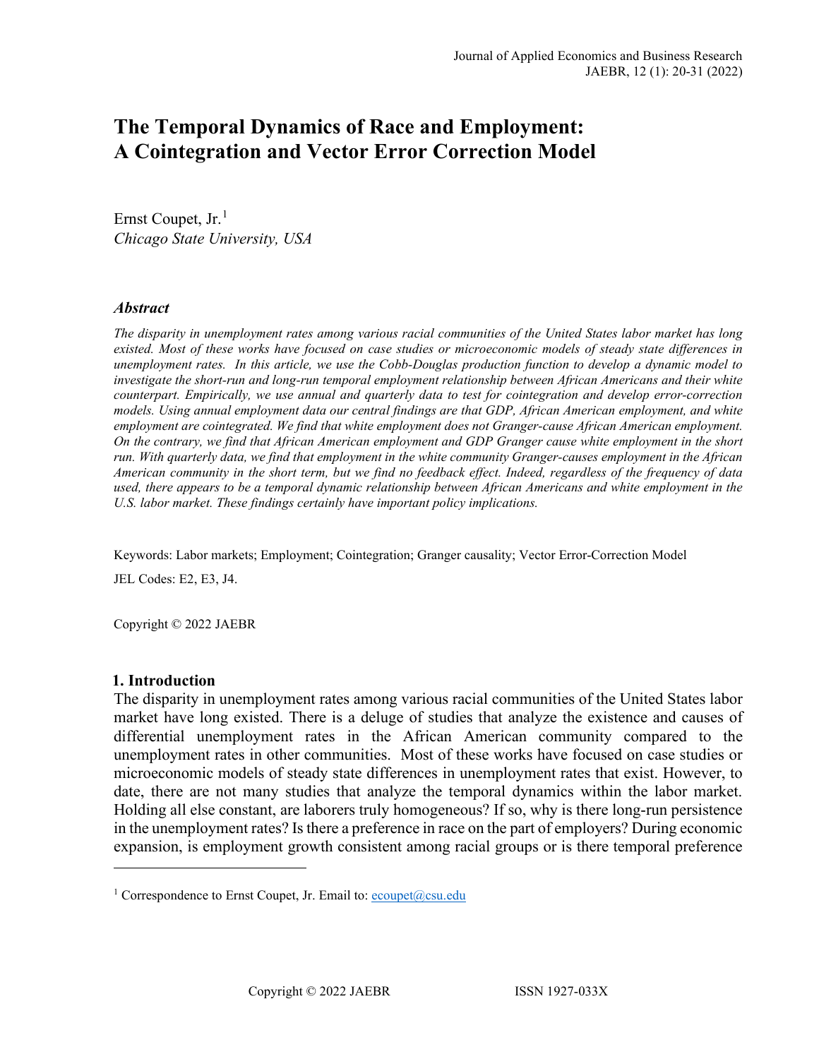# The Temporal Dynamics of Race and Employment: A Cointegration and Vector Error Correction Model

Ernst Coupet, Jr.[1]
*Chicago State University, USA*

### *Abstract*

*The disparity in unemployment rates among various racial communities of the United States labor market has long existed. Most of these works have focused on case studies or microeconomic models of steady state differences in unemployment rates. In this article, we use the Cobb-Douglas production function to develop a dynamic model to investigate the short-run and long-run temporal employment relationship between African Americans and their white counterpart. Empirically, we use annual and quarterly data to test for cointegration and develop error-correction models. Using annual employment data our central findings are that GDP, African American employment, and white employment are cointegrated. We find that white employment does not Granger-cause African American employment. On the contrary, we find that African American employment and GDP Granger cause white employment in the short run. With quarterly data, we find that employment in the white community Granger-causes employment in the African American community in the short term, but we find no feedback effect. Indeed, regardless of the frequency of data used, there appears to be a temporal dynamic relationship between African Americans and white employment in the U.S. labor market. These findings certainly have important policy implications.*

Keywords: Labor markets; Employment; Cointegration; Granger causality; Vector Error-Correction Model

JEL Codes: E2, E3, J4.

Copyright © 2022 JAEBR

## 1. Introduction

The disparity in unemployment rates among various racial communities of the United States labor market have long existed. There is a deluge of studies that analyze the existence and causes of differential unemployment rates in the African American community compared to the unemployment rates in other communities. Most of these works have focused on case studies or microeconomic models of steady state differences in unemployment rates that exist. However, to date, there are not many studies that analyze the temporal dynamics within the labor market. Holding all else constant, are laborers truly homogeneous? If so, why is there long-run persistence in the unemployment rates? Is there a preference in race on the part of employers? During economic expansion, is employment growth consistent among racial groups or is there temporal preference

[1] Correspondence to Ernst Coupet, Jr. Email to: ecoupet@csu.edu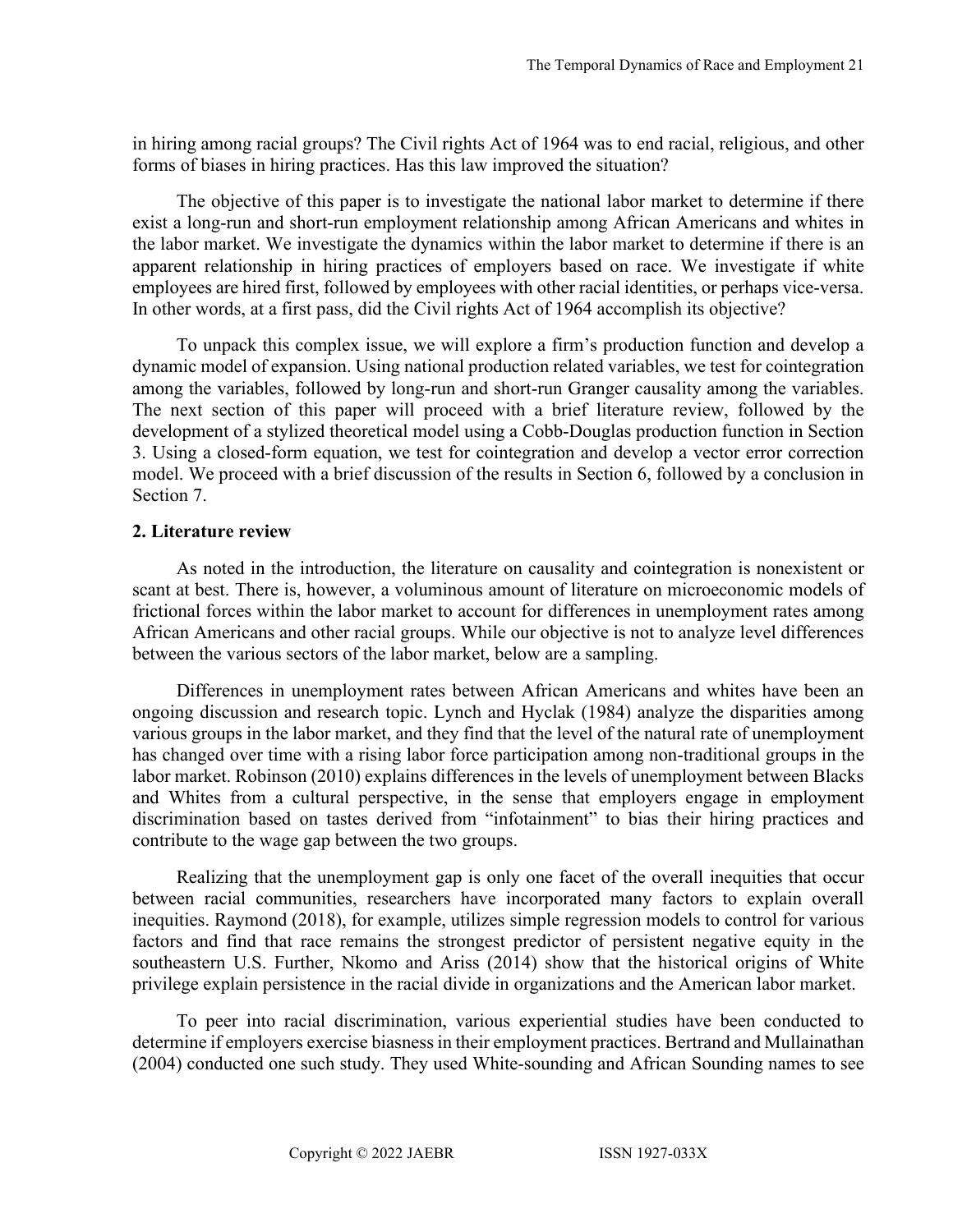in hiring among racial groups? The Civil rights Act of 1964 was to end racial, religious, and other forms of biases in hiring practices. Has this law improved the situation?

The objective of this paper is to investigate the national labor market to determine if there exist a long-run and short-run employment relationship among African Americans and whites in the labor market. We investigate the dynamics within the labor market to determine if there is an apparent relationship in hiring practices of employers based on race. We investigate if white employees are hired first, followed by employees with other racial identities, or perhaps vice-versa. In other words, at a first pass, did the Civil rights Act of 1964 accomplish its objective?

To unpack this complex issue, we will explore a firm's production function and develop a dynamic model of expansion. Using national production related variables, we test for cointegration among the variables, followed by long-run and short-run Granger causality among the variables. The next section of this paper will proceed with a brief literature review, followed by the development of a stylized theoretical model using a Cobb-Douglas production function in Section 3. Using a closed-form equation, we test for cointegration and develop a vector error correction model. We proceed with a brief discussion of the results in Section 6, followed by a conclusion in Section 7.

## 2. Literature review

As noted in the introduction, the literature on causality and cointegration is nonexistent or scant at best. There is, however, a voluminous amount of literature on microeconomic models of frictional forces within the labor market to account for differences in unemployment rates among African Americans and other racial groups. While our objective is not to analyze level differences between the various sectors of the labor market, below are a sampling.

Differences in unemployment rates between African Americans and whites have been an ongoing discussion and research topic. Lynch and Hyclak (1984) analyze the disparities among various groups in the labor market, and they find that the level of the natural rate of unemployment has changed over time with a rising labor force participation among non-traditional groups in the labor market. Robinson (2010) explains differences in the levels of unemployment between Blacks and Whites from a cultural perspective, in the sense that employers engage in employment discrimination based on tastes derived from "infotainment" to bias their hiring practices and contribute to the wage gap between the two groups.

Realizing that the unemployment gap is only one facet of the overall inequities that occur between racial communities, researchers have incorporated many factors to explain overall inequities. Raymond (2018), for example, utilizes simple regression models to control for various factors and find that race remains the strongest predictor of persistent negative equity in the southeastern U.S. Further, Nkomo and Ariss (2014) show that the historical origins of White privilege explain persistence in the racial divide in organizations and the American labor market.

To peer into racial discrimination, various experiential studies have been conducted to determine if employers exercise biasness in their employment practices. Bertrand and Mullainathan (2004) conducted one such study. They used White-sounding and African Sounding names to see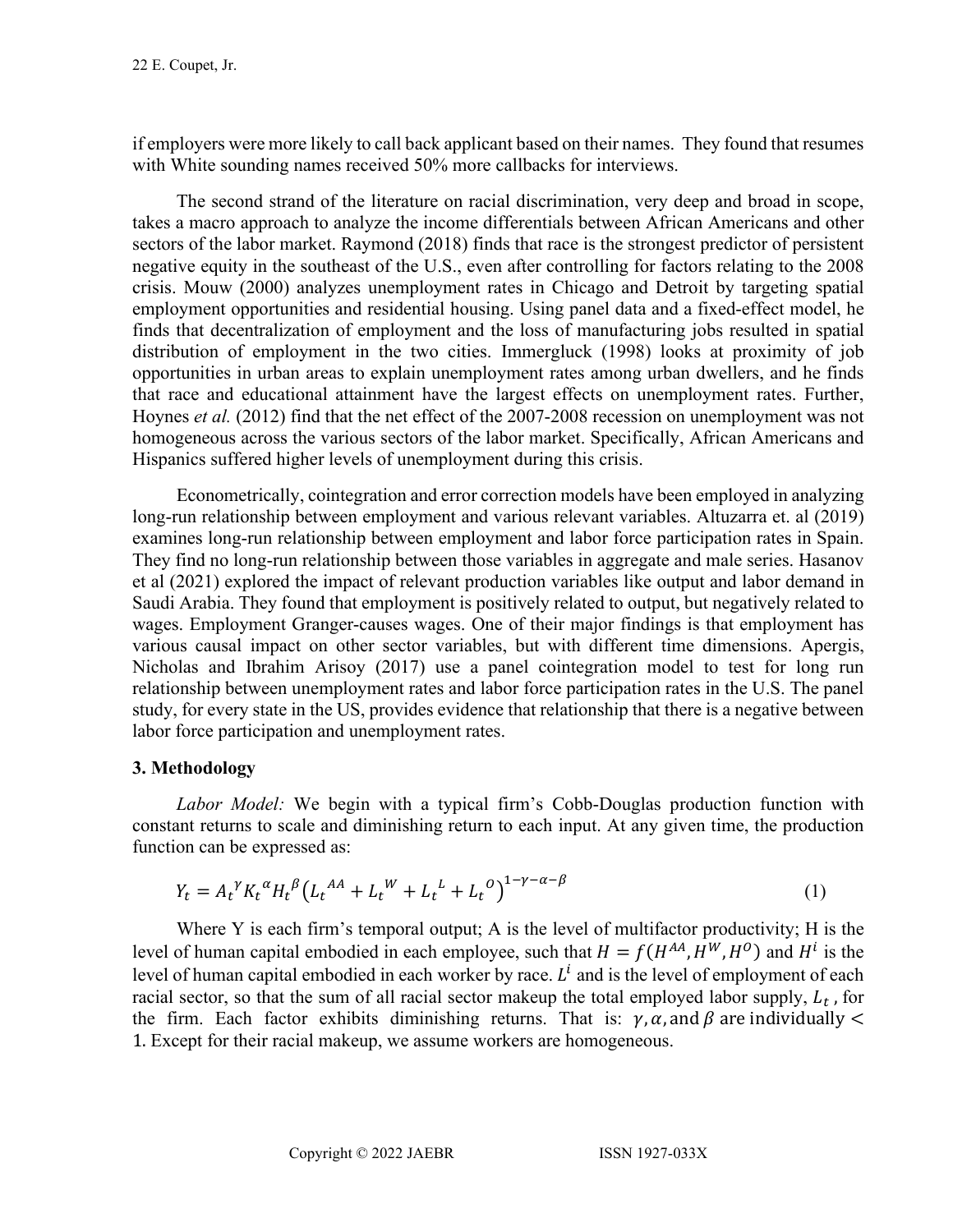if employers were more likely to call back applicant based on their names. They found that resumes with White sounding names received 50% more callbacks for interviews.

The second strand of the literature on racial discrimination, very deep and broad in scope, takes a macro approach to analyze the income differentials between African Americans and other sectors of the labor market. Raymond (2018) finds that race is the strongest predictor of persistent negative equity in the southeast of the U.S., even after controlling for factors relating to the 2008 crisis. Mouw (2000) analyzes unemployment rates in Chicago and Detroit by targeting spatial employment opportunities and residential housing. Using panel data and a fixed-effect model, he finds that decentralization of employment and the loss of manufacturing jobs resulted in spatial distribution of employment in the two cities. Immergluck (1998) looks at proximity of job opportunities in urban areas to explain unemployment rates among urban dwellers, and he finds that race and educational attainment have the largest effects on unemployment rates. Further, Hoynes *et al.* (2012) find that the net effect of the 2007-2008 recession on unemployment was not homogeneous across the various sectors of the labor market. Specifically, African Americans and Hispanics suffered higher levels of unemployment during this crisis.

Econometrically, cointegration and error correction models have been employed in analyzing long-run relationship between employment and various relevant variables. Altuzarra et. al (2019) examines long-run relationship between employment and labor force participation rates in Spain. They find no long-run relationship between those variables in aggregate and male series. Hasanov et al (2021) explored the impact of relevant production variables like output and labor demand in Saudi Arabia. They found that employment is positively related to output, but negatively related to wages. Employment Granger-causes wages. One of their major findings is that employment has various causal impact on other sector variables, but with different time dimensions. Apergis, Nicholas and Ibrahim Arisoy (2017) use a panel cointegration model to test for long run relationship between unemployment rates and labor force participation rates in the U.S. The panel study, for every state in the US, provides evidence that relationship that there is a negative between labor force participation and unemployment rates.

## 3. Methodology

*Labor Model:* We begin with a typical firm's Cobb-Douglas production function with constant returns to scale and diminishing return to each input. At any given time, the production function can be expressed as:

$$Y_t = A_t^{\gamma} K_t^{\alpha} H_t^{\beta} \left(L_t^{AA} + L_t^{W} + L_t^{L} + L_t^{O}\right)^{1-\gamma-\alpha-\beta} \tag{1}$$

Where Y is each firm's temporal output; A is the level of multifactor productivity; H is the level of human capital embodied in each employee, such that $H = f(H^{AA}, H^{W}, H^{O})$ and $H^{i}$ is the level of human capital embodied in each worker by race. $L^{i}$ and is the level of employment of each racial sector, so that the sum of all racial sector makeup the total employed labor supply, $L_t$ , for the firm. Each factor exhibits diminishing returns. That is: $\gamma, \alpha$, and $\beta$ are individually $< 1$. Except for their racial makeup, we assume workers are homogeneous.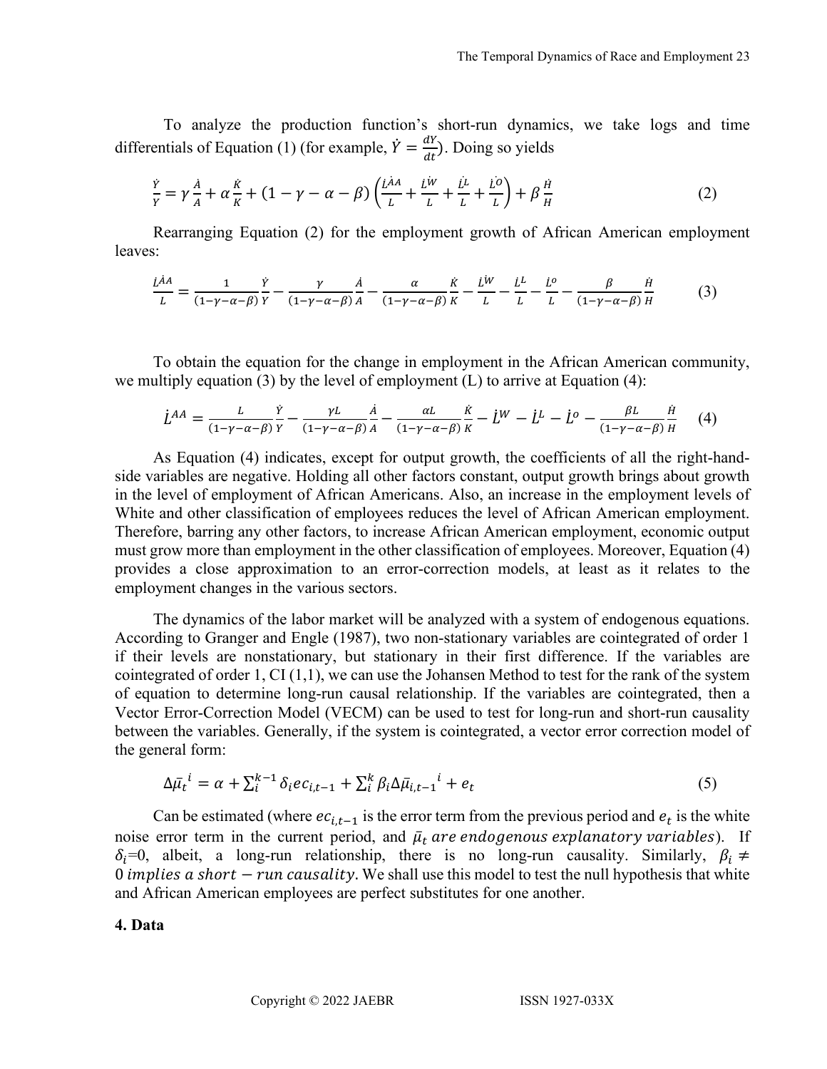To analyze the production function's short-run dynamics, we take logs and time differentials of Equation (1) (for example, $\dot{Y} = \frac{dY}{dt}$). Doing so yields

$$\frac{\dot{Y}}{Y} = \gamma \frac{\dot{A}}{A} + \alpha \frac{\dot{K}}{K} + (1 - \gamma - \alpha - \beta) \left( \frac{\dot{L}^{AA}}{L} + \frac{\dot{L}^{W}}{L} + \frac{\dot{L}^{L}}{L} + \frac{\dot{L}^{O}}{L} \right) + \beta \frac{\dot{H}}{H} \tag{2}$$

Rearranging Equation (2) for the employment growth of African American employment leaves:

$$\frac{\dot{L}^{AA}}{L} = \frac{1}{(1-\gamma-\alpha-\beta)} \frac{\dot{Y}}{Y} - \frac{\gamma}{(1-\gamma-\alpha-\beta)} \frac{\dot{A}}{A} - \frac{\alpha}{(1-\gamma-\alpha-\beta)} \frac{\dot{K}}{K} - \frac{\dot{L}^{W}}{L} - \frac{\dot{L}^{L}}{L} - \frac{\dot{L}^{o}}{L} - \frac{\beta}{(1-\gamma-\alpha-\beta)} \frac{\dot{H}}{H} \tag{3}$$

To obtain the equation for the change in employment in the African American community, we multiply equation (3) by the level of employment (L) to arrive at Equation (4):

$$\dot{L}^{AA} = \frac{L}{(1-\gamma-\alpha-\beta)} \frac{\dot{Y}}{Y} - \frac{\gamma L}{(1-\gamma-\alpha-\beta)} \frac{\dot{A}}{A} - \frac{\alpha L}{(1-\gamma-\alpha-\beta)} \frac{\dot{K}}{K} - \dot{L}^{W} - \dot{L}^{L} - \dot{L}^{o} - \frac{\beta L}{(1-\gamma-\alpha-\beta)} \frac{\dot{H}}{H} \tag{4}$$

As Equation (4) indicates, except for output growth, the coefficients of all the right-hand-side variables are negative. Holding all other factors constant, output growth brings about growth in the level of employment of African Americans. Also, an increase in the employment levels of White and other classification of employees reduces the level of African American employment. Therefore, barring any other factors, to increase African American employment, economic output must grow more than employment in the other classification of employees. Moreover, Equation (4) provides a close approximation to an error-correction models, at least as it relates to the employment changes in the various sectors.

The dynamics of the labor market will be analyzed with a system of endogenous equations. According to Granger and Engle (1987), two non-stationary variables are cointegrated of order 1 if their levels are nonstationary, but stationary in their first difference. If the variables are cointegrated of order 1, CI (1,1), we can use the Johansen Method to test for the rank of the system of equation to determine long-run causal relationship. If the variables are cointegrated, then a Vector Error-Correction Model (VECM) can be used to test for long-run and short-run causality between the variables. Generally, if the system is cointegrated, a vector error correction model of the general form:

$$\Delta \bar{\mu}_t^{\,i} = \alpha + \sum_i^{k-1} \delta_i ec_{i,t-1} + \sum_i^{k} \beta_i \Delta \bar{\mu}_{i,t-1}^{\,i} + e_t \tag{5}$$

Can be estimated (where $ec_{i,t-1}$ is the error term from the previous period and $e_t$ is the white noise error term in the current period, and $\bar{\mu}_t$ *are endogenous explanatory variables*). If $\delta_i$=0, albeit, a long-run relationship, there is no long-run causality. Similarly, $\beta_i \neq 0$ *implies a short − run causality*. We shall use this model to test the null hypothesis that white and African American employees are perfect substitutes for one another.

## 4. Data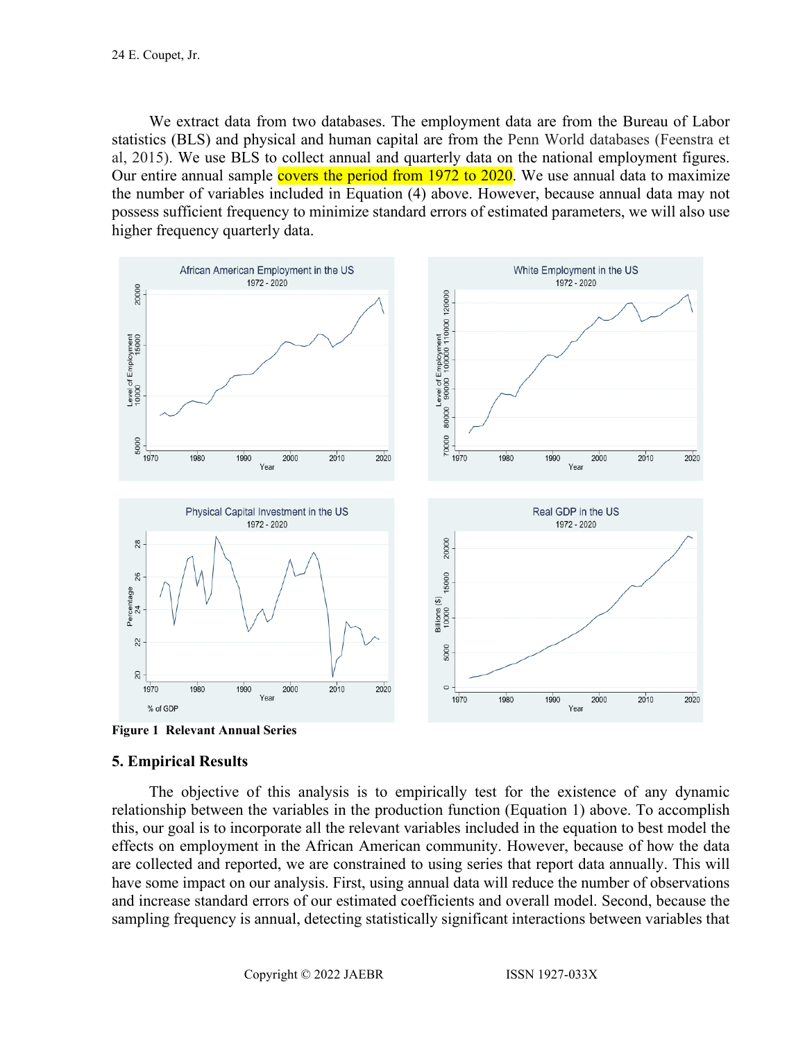We extract data from two databases. The employment data are from the Bureau of Labor statistics (BLS) and physical and human capital are from the Penn World databases (Feenstra et al, 2015). We use BLS to collect annual and quarterly data on the national employment figures. Our entire annual sample covers the period from 1972 to 2020. We use annual data to maximize the number of variables included in Equation (4) above. However, because annual data may not possess sufficient frequency to minimize standard errors of estimated parameters, we will also use higher frequency quarterly data.

**Figure 1 Relevant Annual Series**

## 5. Empirical Results

The objective of this analysis is to empirically test for the existence of any dynamic relationship between the variables in the production function (Equation 1) above. To accomplish this, our goal is to incorporate all the relevant variables included in the equation to best model the effects on employment in the African American community. However, because of how the data are collected and reported, we are constrained to using series that report data annually. This will have some impact on our analysis. First, using annual data will reduce the number of observations and increase standard errors of our estimated coefficients and overall model. Second, because the sampling frequency is annual, detecting statistically significant interactions between variables that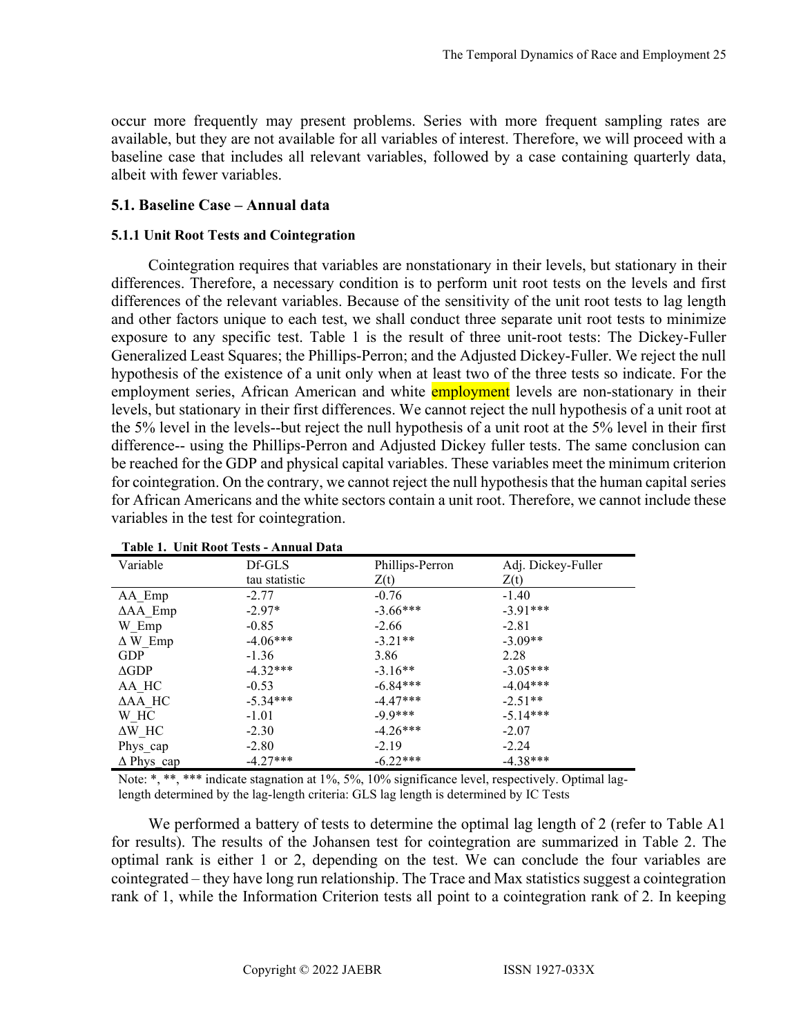occur more frequently may present problems. Series with more frequent sampling rates are available, but they are not available for all variables of interest. Therefore, we will proceed with a baseline case that includes all relevant variables, followed by a case containing quarterly data, albeit with fewer variables.

### 5.1. Baseline Case – Annual data

#### 5.1.1 Unit Root Tests and Cointegration

Cointegration requires that variables are nonstationary in their levels, but stationary in their differences. Therefore, a necessary condition is to perform unit root tests on the levels and first differences of the relevant variables. Because of the sensitivity of the unit root tests to lag length and other factors unique to each test, we shall conduct three separate unit root tests to minimize exposure to any specific test. Table 1 is the result of three unit-root tests: The Dickey-Fuller Generalized Least Squares; the Phillips-Perron; and the Adjusted Dickey-Fuller. We reject the null hypothesis of the existence of a unit only when at least two of the three tests so indicate. For the employment series, African American and white employment levels are non-stationary in their levels, but stationary in their first differences. We cannot reject the null hypothesis of a unit root at the 5% level in the levels--but reject the null hypothesis of a unit root at the 5% level in their first difference-- using the Phillips-Perron and Adjusted Dickey fuller tests. The same conclusion can be reached for the GDP and physical capital variables. These variables meet the minimum criterion for cointegration. On the contrary, we cannot reject the null hypothesis that the human capital series for African Americans and the white sectors contain a unit root. Therefore, we cannot include these variables in the test for cointegration.

**Table 1. Unit Root Tests - Annual Data**

| Variable | Df-GLS tau statistic | Phillips-Perron Z(t) | Adj. Dickey-Fuller Z(t) |
|---|---|---|---|
| AA_Emp | -2.77 | -0.76 | -1.40 |
| ΔAA_Emp | -2.97* | -3.66*** | -3.91*** |
| W_Emp | -0.85 | -2.66 | -2.81 |
| Δ W_Emp | -4.06*** | -3.21** | -3.09** |
| GDP | -1.36 | 3.86 | 2.28 |
| ΔGDP | -4.32*** | -3.16** | -3.05*** |
| AA_HC | -0.53 | -6.84*** | -4.04*** |
| ΔAA_HC | -5.34*** | -4.47*** | -2.51** |
| W_HC | -1.01 | -9.9*** | -5.14*** |
| ΔW_HC | -2.30 | -4.26*** | -2.07 |
| Phys_cap | -2.80 | -2.19 | -2.24 |
| Δ Phys_cap | -4.27*** | -6.22*** | -4.38*** |

Note: *, **, *** indicate stagnation at 1%, 5%, 10% significance level, respectively. Optimal lag-length determined by the lag-length criteria: GLS lag length is determined by IC Tests

We performed a battery of tests to determine the optimal lag length of 2 (refer to Table A1 for results). The results of the Johansen test for cointegration are summarized in Table 2. The optimal rank is either 1 or 2, depending on the test. We can conclude the four variables are cointegrated – they have long run relationship. The Trace and Max statistics suggest a cointegration rank of 1, while the Information Criterion tests all point to a cointegration rank of 2. In keeping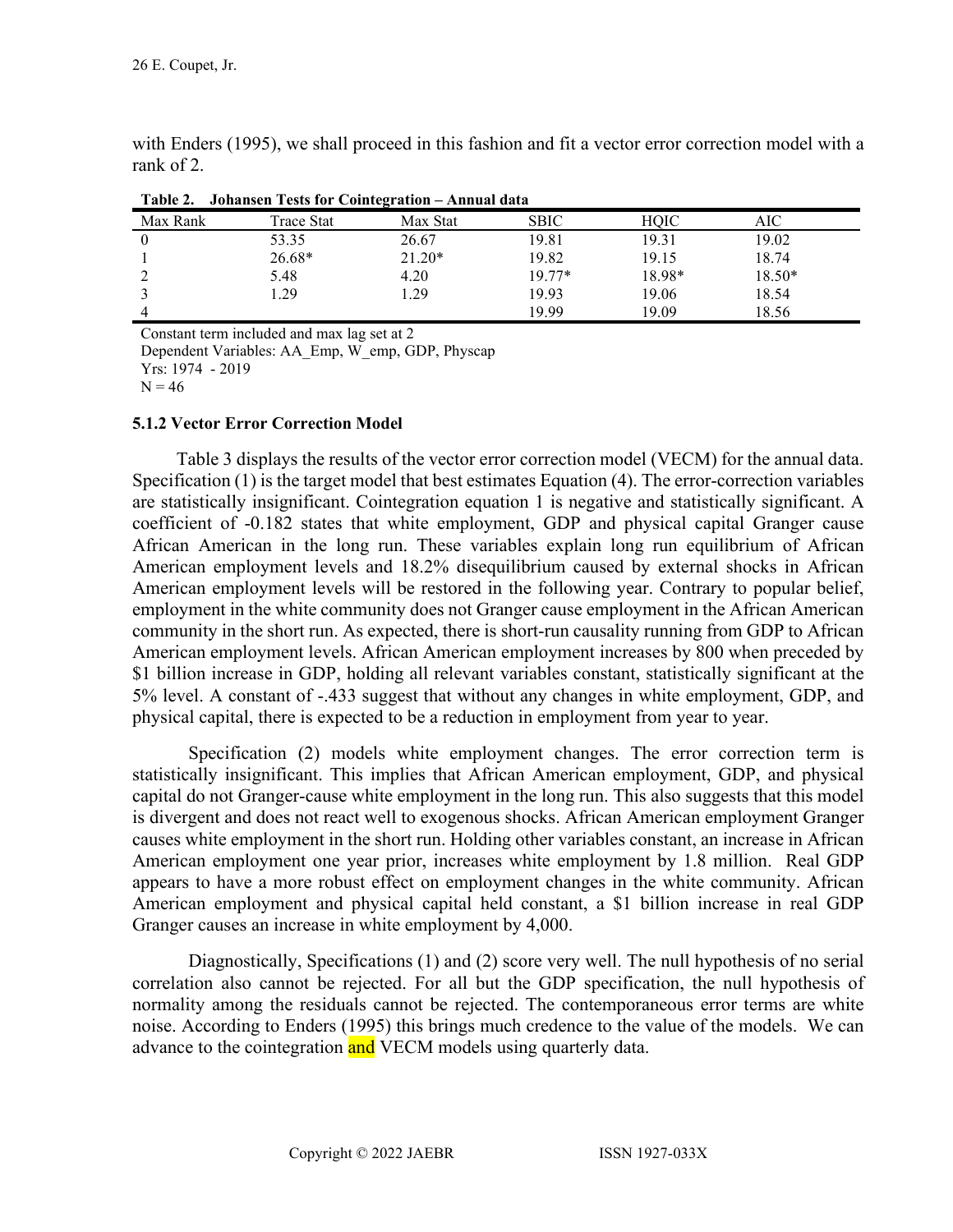with Enders (1995), we shall proceed in this fashion and fit a vector error correction model with a rank of 2.

**Table 2. Johansen Tests for Cointegration – Annual data**

| Max Rank | Trace Stat | Max Stat | SBIC | HQIC | AIC |
|---|---|---|---|---|---|
| 0 | 53.35 | 26.67 | 19.81 | 19.31 | 19.02 |
| 1 | 26.68* | 21.20* | 19.82 | 19.15 | 18.74 |
| 2 | 5.48 | 4.20 | 19.77* | 18.98* | 18.50* |
| 3 | 1.29 | 1.29 | 19.93 | 19.06 | 18.54 |
| 4 | | | 19.99 | 19.09 | 18.56 |

Constant term included and max lag set at 2
Dependent Variables: AA_Emp, W_emp, GDP, Physcap
Yrs: 1974 - 2019
N = 46

### 5.1.2 Vector Error Correction Model

Table 3 displays the results of the vector error correction model (VECM) for the annual data. Specification (1) is the target model that best estimates Equation (4). The error-correction variables are statistically insignificant. Cointegration equation 1 is negative and statistically significant. A coefficient of -0.182 states that white employment, GDP and physical capital Granger cause African American in the long run. These variables explain long run equilibrium of African American employment levels and 18.2% disequilibrium caused by external shocks in African American employment levels will be restored in the following year. Contrary to popular belief, employment in the white community does not Granger cause employment in the African American community in the short run. As expected, there is short-run causality running from GDP to African American employment levels. African American employment increases by 800 when preceded by \$1 billion increase in GDP, holding all relevant variables constant, statistically significant at the 5% level. A constant of -.433 suggest that without any changes in white employment, GDP, and physical capital, there is expected to be a reduction in employment from year to year.

Specification (2) models white employment changes. The error correction term is statistically insignificant. This implies that African American employment, GDP, and physical capital do not Granger-cause white employment in the long run. This also suggests that this model is divergent and does not react well to exogenous shocks. African American employment Granger causes white employment in the short run. Holding other variables constant, an increase in African American employment one year prior, increases white employment by 1.8 million. Real GDP appears to have a more robust effect on employment changes in the white community. African American employment and physical capital held constant, a \$1 billion increase in real GDP Granger causes an increase in white employment by 4,000.

Diagnostically, Specifications (1) and (2) score very well. The null hypothesis of no serial correlation also cannot be rejected. For all but the GDP specification, the null hypothesis of normality among the residuals cannot be rejected. The contemporaneous error terms are white noise. According to Enders (1995) this brings much credence to the value of the models. We can advance to the cointegration and VECM models using quarterly data.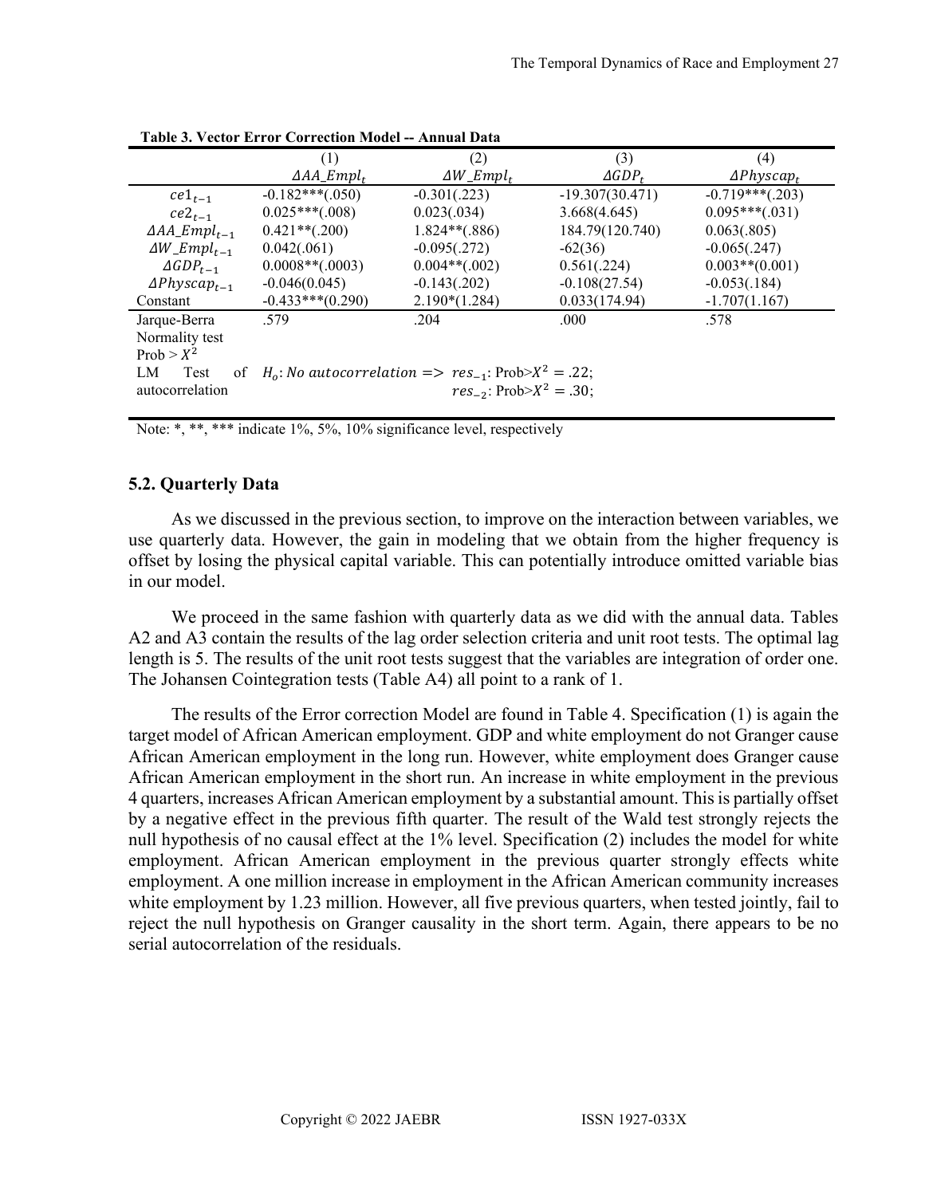**Table 3. Vector Error Correction Model -- Annual Data**

| | (1) $\Delta AA\_Empl_t$ | (2) $\Delta W\_Empl_t$ | (3) $\Delta GDP_t$ | (4) $\Delta Physcap_t$ |
|---|---|---|---|---|
| $ce1_{t-1}$ | -0.182***(.050) | -0.301(.223) | -19.307(30.471) | -0.719***(.203) |
| $ce2_{t-1}$ | 0.025***(.008) | 0.023(.034) | 3.668(4.645) | 0.095***(.031) |
| $\Delta AA\_Empl_{t-1}$ | 0.421**(.200) | 1.824**(.886) | 184.79(120.740) | 0.063(.805) |
| $\Delta W\_Empl_{t-1}$ | 0.042(.061) | -0.095(.272) | -62(36) | -0.065(.247) |
| $\Delta GDP_{t-1}$ | 0.0008**(.0003) | 0.004**(.002) | 0.561(.224) | 0.003**(0.001) |
| $\Delta Physcap_{t-1}$ | -0.046(0.045) | -0.143(.202) | -0.108(27.54) | -0.053(.184) |
| Constant | -0.433***(0.290) | 2.190*(1.284) | 0.033(174.94) | -1.707(1.167) |
| Jarque-Berra Normality test Prob > $X^2$ | .579 | .204 | .000 | .578 |
| LM Test of autocorrelation | $H_o$: *No autocorrelation* => $res_{-1}$: Prob>$X^2 = .22$; $res_{-2}$: Prob>$X^2 = .30$; | | | |

Note: *, **, *** indicate 1%, 5%, 10% significance level, respectively

### 5.2. Quarterly Data

As we discussed in the previous section, to improve on the interaction between variables, we use quarterly data. However, the gain in modeling that we obtain from the higher frequency is offset by losing the physical capital variable. This can potentially introduce omitted variable bias in our model.

We proceed in the same fashion with quarterly data as we did with the annual data. Tables A2 and A3 contain the results of the lag order selection criteria and unit root tests. The optimal lag length is 5. The results of the unit root tests suggest that the variables are integration of order one. The Johansen Cointegration tests (Table A4) all point to a rank of 1.

The results of the Error correction Model are found in Table 4. Specification (1) is again the target model of African American employment. GDP and white employment do not Granger cause African American employment in the long run. However, white employment does Granger cause African American employment in the short run. An increase in white employment in the previous 4 quarters, increases African American employment by a substantial amount. This is partially offset by a negative effect in the previous fifth quarter. The result of the Wald test strongly rejects the null hypothesis of no causal effect at the 1% level. Specification (2) includes the model for white employment. African American employment in the previous quarter strongly effects white employment. A one million increase in employment in the African American community increases white employment by 1.23 million. However, all five previous quarters, when tested jointly, fail to reject the null hypothesis on Granger causality in the short term. Again, there appears to be no serial autocorrelation of the residuals.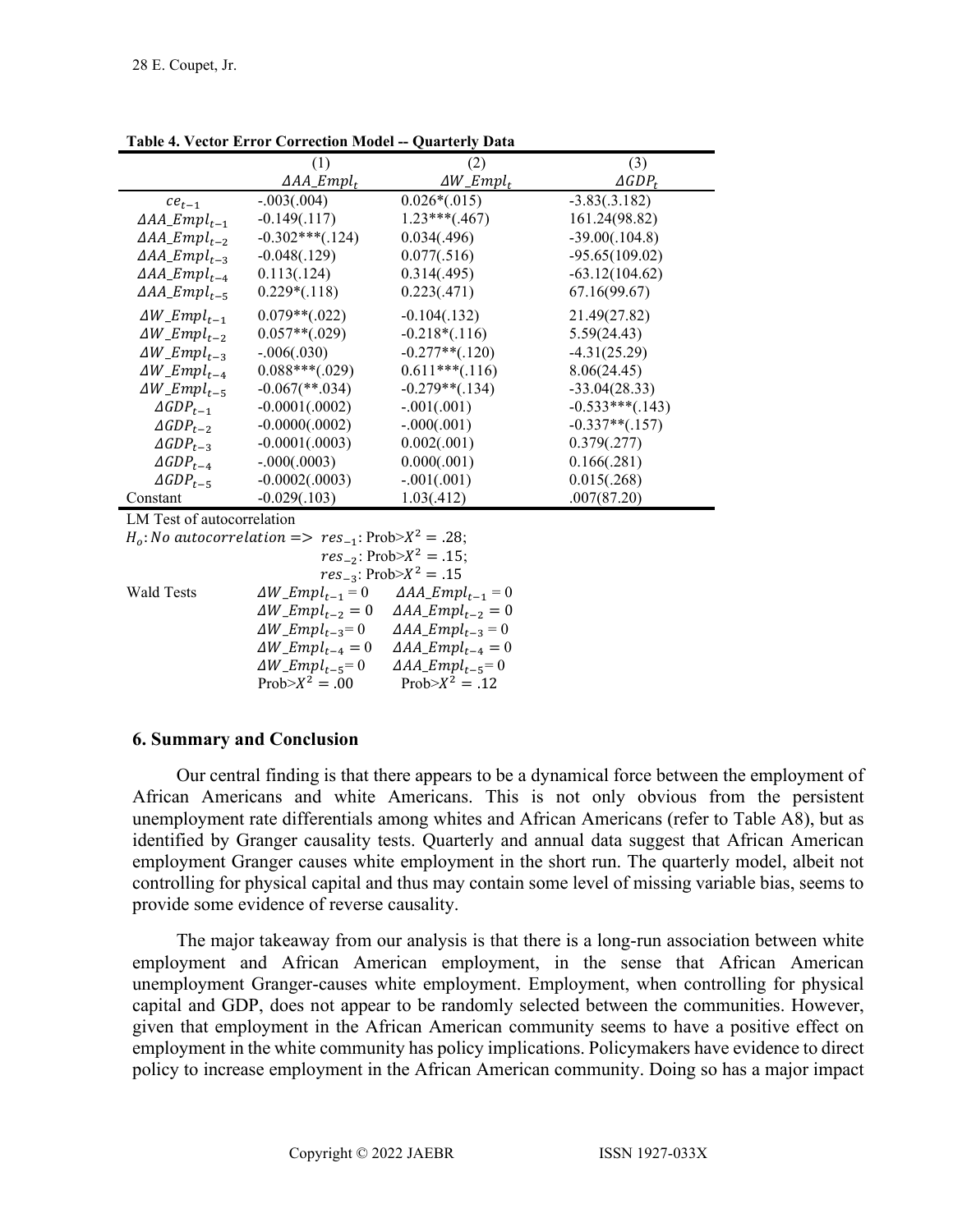**Table 4. Vector Error Correction Model -- Quarterly Data**

| | (1) | (2) | (3) |
|---|---|---|---|
| | $\Delta AA\_Empl_t$ | $\Delta W\_Empl_t$ | $\Delta GDP_t$ |
| $ce_{t-1}$ | -.003(.004) | 0.026*(.015) | -3.83(.3.182) |
| $\Delta AA\_Empl_{t-1}$ | -0.149(.117) | 1.23***(.467) | 161.24(98.82) |
| $\Delta AA\_Empl_{t-2}$ | -0.302***(.124) | 0.034(.496) | -39.00(.104.8) |
| $\Delta AA\_Empl_{t-3}$ | -0.048(.129) | 0.077(.516) | -95.65(109.02) |
| $\Delta AA\_Empl_{t-4}$ | 0.113(.124) | 0.314(.495) | -63.12(104.62) |
| $\Delta AA\_Empl_{t-5}$ | 0.229*(.118) | 0.223(.471) | 67.16(99.67) |
| $\Delta W\_Empl_{t-1}$ | 0.079**(.022) | -0.104(.132) | 21.49(27.82) |
| $\Delta W\_Empl_{t-2}$ | 0.057**(.029) | -0.218*(.116) | 5.59(24.43) |
| $\Delta W\_Empl_{t-3}$ | -.006(.030) | -0.277**(.120) | -4.31(25.29) |
| $\Delta W\_Empl_{t-4}$ | 0.088***(.029) | 0.611***(.116) | 8.06(24.45) |
| $\Delta W\_Empl_{t-5}$ | -0.067(**.034) | -0.279**(.134) | -33.04(28.33) |
| $\Delta GDP_{t-1}$ | -0.0001(.0002) | -.001(.001) | -0.533***(.143) |
| $\Delta GDP_{t-2}$ | -0.0000(.0002) | -.000(.001) | -0.337**(.157) |
| $\Delta GDP_{t-3}$ | -0.0001(.0003) | 0.002(.001) | 0.379(.277) |
| $\Delta GDP_{t-4}$ | -.000(.0003) | 0.000(.001) | 0.166(.281) |
| $\Delta GDP_{t-5}$ | -0.0002(.0003) | -.001(.001) | 0.015(.268) |
| Constant | -0.029(.103) | 1.03(.412) | .007(87.20) |

LM Test of autocorrelation

$H_o: No\ autocorrelation \Rightarrow\ res_{-1}$: Prob>$X^2 = .28$;
$res_{-2}$: Prob>$X^2 = .15$;
$res_{-3}$: Prob>$X^2 = .15$

| Wald Tests | | |
|---|---|---|
| | $\Delta W\_Empl_{t-1} = 0$ | $\Delta AA\_Empl_{t-1} = 0$ |
| | $\Delta W\_Empl_{t-2} = 0$ | $\Delta AA\_Empl_{t-2} = 0$ |
| | $\Delta W\_Empl_{t-3} = 0$ | $\Delta AA\_Empl_{t-3} = 0$ |
| | $\Delta W\_Empl_{t-4} = 0$ | $\Delta AA\_Empl_{t-4} = 0$ |
| | $\Delta W\_Empl_{t-5} = 0$ | $\Delta AA\_Empl_{t-5} = 0$ |
| | Prob>$X^2 = .00$ | Prob>$X^2 = .12$ |

## 6. Summary and Conclusion

Our central finding is that there appears to be a dynamical force between the employment of African Americans and white Americans. This is not only obvious from the persistent unemployment rate differentials among whites and African Americans (refer to Table A8), but as identified by Granger causality tests. Quarterly and annual data suggest that African American employment Granger causes white employment in the short run. The quarterly model, albeit not controlling for physical capital and thus may contain some level of missing variable bias, seems to provide some evidence of reverse causality.

The major takeaway from our analysis is that there is a long-run association between white employment and African American employment, in the sense that African American unemployment Granger-causes white employment. Employment, when controlling for physical capital and GDP, does not appear to be randomly selected between the communities. However, given that employment in the African American community seems to have a positive effect on employment in the white community has policy implications. Policymakers have evidence to direct policy to increase employment in the African American community. Doing so has a major impact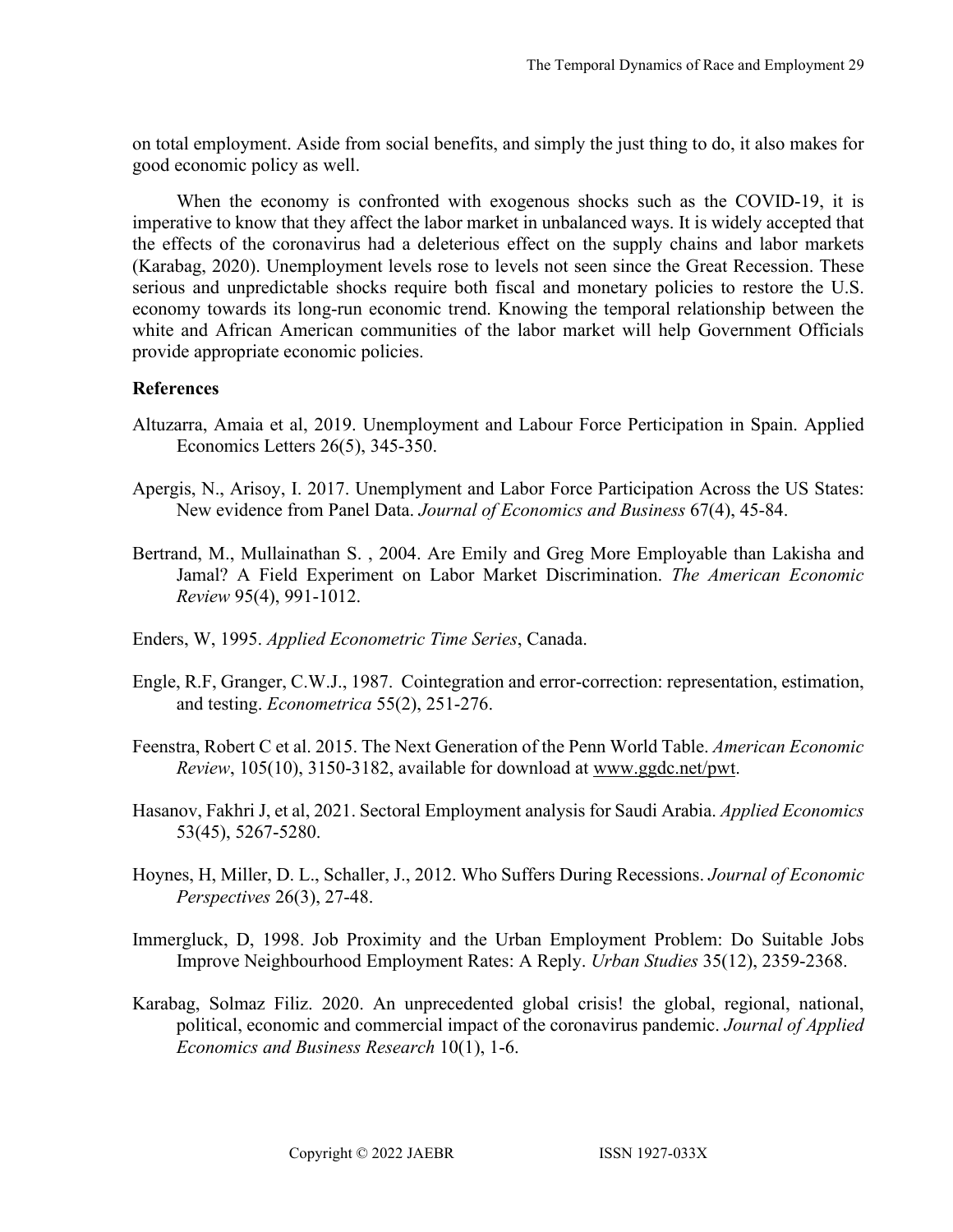on total employment. Aside from social benefits, and simply the just thing to do, it also makes for good economic policy as well.

When the economy is confronted with exogenous shocks such as the COVID-19, it is imperative to know that they affect the labor market in unbalanced ways. It is widely accepted that the effects of the coronavirus had a deleterious effect on the supply chains and labor markets (Karabag, 2020). Unemployment levels rose to levels not seen since the Great Recession. These serious and unpredictable shocks require both fiscal and monetary policies to restore the U.S. economy towards its long-run economic trend. Knowing the temporal relationship between the white and African American communities of the labor market will help Government Officials provide appropriate economic policies.

**References**

Altuzarra, Amaia et al, 2019. Unemployment and Labour Force Perticipation in Spain. Applied Economics Letters 26(5), 345-350.

Apergis, N., Arisoy, I. 2017. Unemplyment and Labor Force Participation Across the US States: New evidence from Panel Data. *Journal of Economics and Business* 67(4), 45-84.

Bertrand, M., Mullainathan S. , 2004. Are Emily and Greg More Employable than Lakisha and Jamal? A Field Experiment on Labor Market Discrimination. *The American Economic Review* 95(4), 991-1012.

Enders, W, 1995. *Applied Econometric Time Series*, Canada.

Engle, R.F, Granger, C.W.J., 1987. Cointegration and error-correction: representation, estimation, and testing. *Econometrica* 55(2), 251-276.

Feenstra, Robert C et al. 2015. The Next Generation of the Penn World Table. *American Economic Review*, 105(10), 3150-3182, available for download at www.ggdc.net/pwt.

Hasanov, Fakhri J, et al, 2021. Sectoral Employment analysis for Saudi Arabia. *Applied Economics* 53(45), 5267-5280.

Hoynes, H, Miller, D. L., Schaller, J., 2012. Who Suffers During Recessions. *Journal of Economic Perspectives* 26(3), 27-48.

Immergluck, D, 1998. Job Proximity and the Urban Employment Problem: Do Suitable Jobs Improve Neighbourhood Employment Rates: A Reply. *Urban Studies* 35(12), 2359-2368.

Karabag, Solmaz Filiz. 2020. An unprecedented global crisis! the global, regional, national, political, economic and commercial impact of the coronavirus pandemic. *Journal of Applied Economics and Business Research* 10(1), 1-6.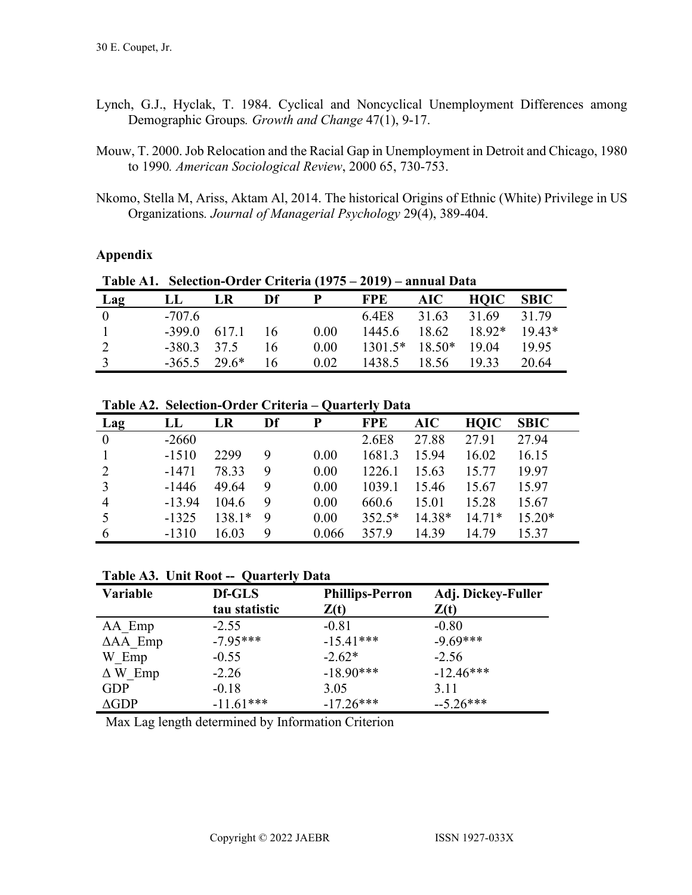Lynch, G.J., Hyclak, T. 1984. Cyclical and Noncyclical Unemployment Differences among Demographic Groups*.* *Growth and Change* 47(1), 9-17.

Mouw, T. 2000. Job Relocation and the Racial Gap in Unemployment in Detroit and Chicago, 1980 to 1990*. American Sociological Review*, 2000 65, 730-753.

Nkomo, Stella M, Ariss, Aktam Al, 2014. The historical Origins of Ethnic (White) Privilege in US Organizations*. Journal of Managerial Psychology* 29(4), 389-404.

## Appendix

**Table A1. Selection-Order Criteria (1975 – 2019) – annual Data**

| Lag | LL | LR | Df | P | FPE | AIC | HQIC | SBIC |
|---|---|---|---|---|---|---|---|---|
| 0 | -707.6 | | | | 6.4E8 | 31.63 | 31.69 | 31.79 |
| 1 | -399.0 | 617.1 | 16 | 0.00 | 1445.6 | 18.62 | 18.92* | 19.43* |
| 2 | -380.3 | 37.5 | 16 | 0.00 | 1301.5* | 18.50* | 19.04 | 19.95 |
| 3 | -365.5 | 29.6* | 16 | 0.02 | 1438.5 | 18.56 | 19.33 | 20.64 |

**Table A2. Selection-Order Criteria – Quarterly Data**

| Lag | LL | LR | Df | P | FPE | AIC | HQIC | SBIC |
|---|---|---|---|---|---|---|---|---|
| 0 | -2660 | | | | 2.6E8 | 27.88 | 27.91 | 27.94 |
| 1 | -1510 | 2299 | 9 | 0.00 | 1681.3 | 15.94 | 16.02 | 16.15 |
| 2 | -1471 | 78.33 | 9 | 0.00 | 1226.1 | 15.63 | 15.77 | 19.97 |
| 3 | -1446 | 49.64 | 9 | 0.00 | 1039.1 | 15.46 | 15.67 | 15.97 |
| 4 | -13.94 | 104.6 | 9 | 0.00 | 660.6 | 15.01 | 15.28 | 15.67 |
| 5 | -1325 | 138.1* | 9 | 0.00 | 352.5* | 14.38* | 14.71* | 15.20* |
| 6 | -1310 | 16.03 | 9 | 0.066 | 357.9 | 14.39 | 14.79 | 15.37 |

**Table A3. Unit Root -- Quarterly Data**

| Variable | Df-GLS tau statistic | Phillips-Perron Z(t) | Adj. Dickey-Fuller Z(t) |
|---|---|---|---|
| AA_Emp | -2.55 | -0.81 | -0.80 |
| ΔAA_Emp | -7.95*** | -15.41*** | -9.69*** |
| W_Emp | -0.55 | -2.62* | -2.56 |
| Δ W_Emp | -2.26 | -18.90*** | -12.46*** |
| GDP | -0.18 | 3.05 | 3.11 |
| ΔGDP | -11.61*** | -17.26*** | --5.26*** |

Max Lag length determined by Information Criterion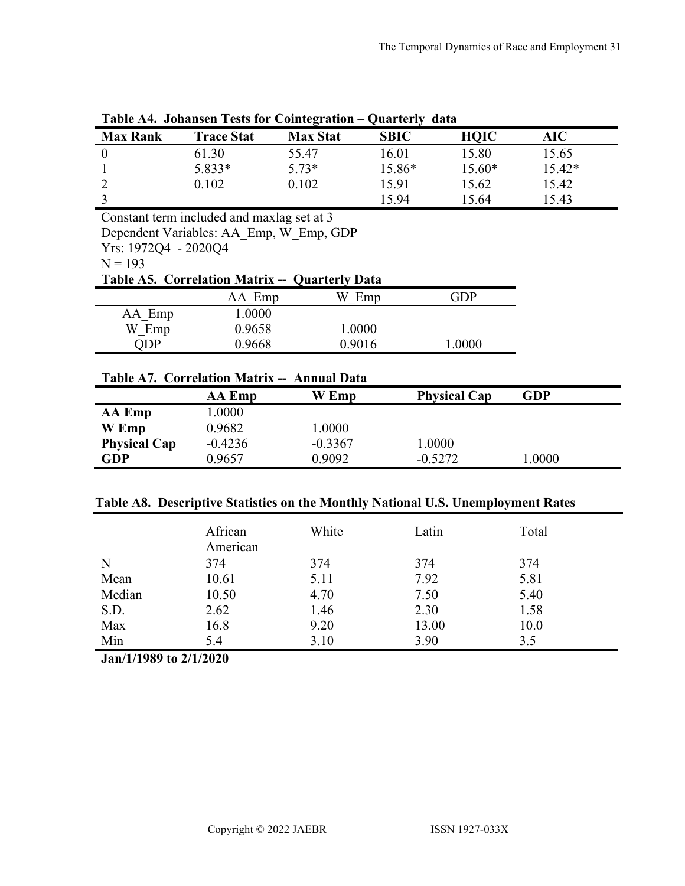**Table A4. Johansen Tests for Cointegration – Quarterly data**

| Max Rank | Trace Stat | Max Stat | SBIC | HQIC | AIC |
|---|---|---|---|---|---|
| 0 | 61.30 | 55.47 | 16.01 | 15.80 | 15.65 |
| 1 | 5.833* | 5.73* | 15.86* | 15.60* | 15.42* |
| 2 | 0.102 | 0.102 | 15.91 | 15.62 | 15.42 |
| 3 | | | 15.94 | 15.64 | 15.43 |

Constant term included and maxlag set at 3
Dependent Variables: AA_Emp, W_Emp, GDP
Yrs: 1972Q4 - 2020Q4
N = 193

**Table A5. Correlation Matrix -- Quarterly Data**

| | AA_Emp | W_Emp | GDP |
|---|---|---|---|
| AA_Emp | 1.0000 | | |
| W_Emp | 0.9658 | 1.0000 | |
| QDP | 0.9668 | 0.9016 | 1.0000 |

**Table A7. Correlation Matrix -- Annual Data**

| | **AA Emp** | **W Emp** | **Physical Cap** | **GDP** |
|---|---|---|---|---|
| **AA Emp** | 1.0000 | | | |
| **W Emp** | 0.9682 | 1.0000 | | |
| **Physical Cap** | -0.4236 | -0.3367 | 1.0000 | |
| **GDP** | 0.9657 | 0.9092 | -0.5272 | 1.0000 |

**Table A8. Descriptive Statistics on the Monthly National U.S. Unemployment Rates**

| | African American | White | Latin | Total |
|---|---|---|---|---|
| N | 374 | 374 | 374 | 374 |
| Mean | 10.61 | 5.11 | 7.92 | 5.81 |
| Median | 10.50 | 4.70 | 7.50 | 5.40 |
| S.D. | 2.62 | 1.46 | 2.30 | 1.58 |
| Max | 16.8 | 9.20 | 13.00 | 10.0 |
| Min | 5.4 | 3.10 | 3.90 | 3.5 |

**Jan/1/1989 to 2/1/2020**